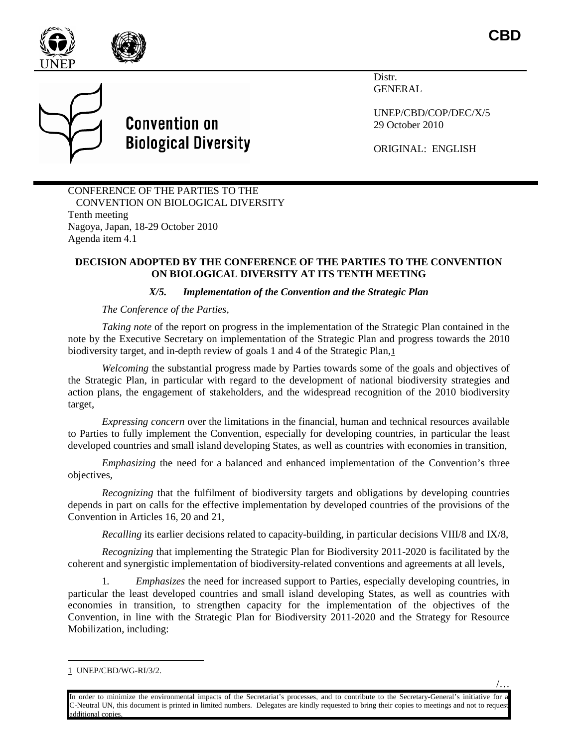CBD

Distr.
GENERAL

UNEP/CBD/COP/DEC/X/5
29 October 2010

ORIGINAL: ENGLISH

Convention on Biological Diversity

UNEP

CONFERENCE OF THE PARTIES TO THE CONVENTION ON BIOLOGICAL DIVERSITY
Tenth meeting
Nagoya, Japan, 18-29 October 2010
Agenda item 4.1

**DECISION ADOPTED BY THE CONFERENCE OF THE PARTIES TO THE CONVENTION ON BIOLOGICAL DIVERSITY AT ITS TENTH MEETING**

***X/5. Implementation of the Convention and the Strategic Plan***

*The Conference of the Parties,*

*Taking note* of the report on progress in the implementation of the Strategic Plan contained in the note by the Executive Secretary on implementation of the Strategic Plan and progress towards the 2010 biodiversity target, and in-depth review of goals 1 and 4 of the Strategic Plan,[1]

*Welcoming* the substantial progress made by Parties towards some of the goals and objectives of the Strategic Plan, in particular with regard to the development of national biodiversity strategies and action plans, the engagement of stakeholders, and the widespread recognition of the 2010 biodiversity target,

*Expressing concern* over the limitations in the financial, human and technical resources available to Parties to fully implement the Convention, especially for developing countries, in particular the least developed countries and small island developing States, as well as countries with economies in transition,

*Emphasizing* the need for a balanced and enhanced implementation of the Convention's three objectives,

*Recognizing* that the fulfilment of biodiversity targets and obligations by developing countries depends in part on calls for the effective implementation by developed countries of the provisions of the Convention in Articles 16, 20 and 21,

*Recalling* its earlier decisions related to capacity-building, in particular decisions VIII/8 and IX/8,

*Recognizing* that implementing the Strategic Plan for Biodiversity 2011-2020 is facilitated by the coherent and synergistic implementation of biodiversity-related conventions and agreements at all levels,

1. *Emphasizes* the need for increased support to Parties, especially developing countries, in particular the least developed countries and small island developing States, as well as countries with economies in transition, to strengthen capacity for the implementation of the objectives of the Convention, in line with the Strategic Plan for Biodiversity 2011-2020 and the Strategy for Resource Mobilization, including:

---

1 UNEP/CBD/WG-RI/3/2.

In order to minimize the environmental impacts of the Secretariat's processes, and to contribute to the Secretary-General's initiative for a C-Neutral UN, this document is printed in limited numbers. Delegates are kindly requested to bring their copies to meetings and not to request additional copies.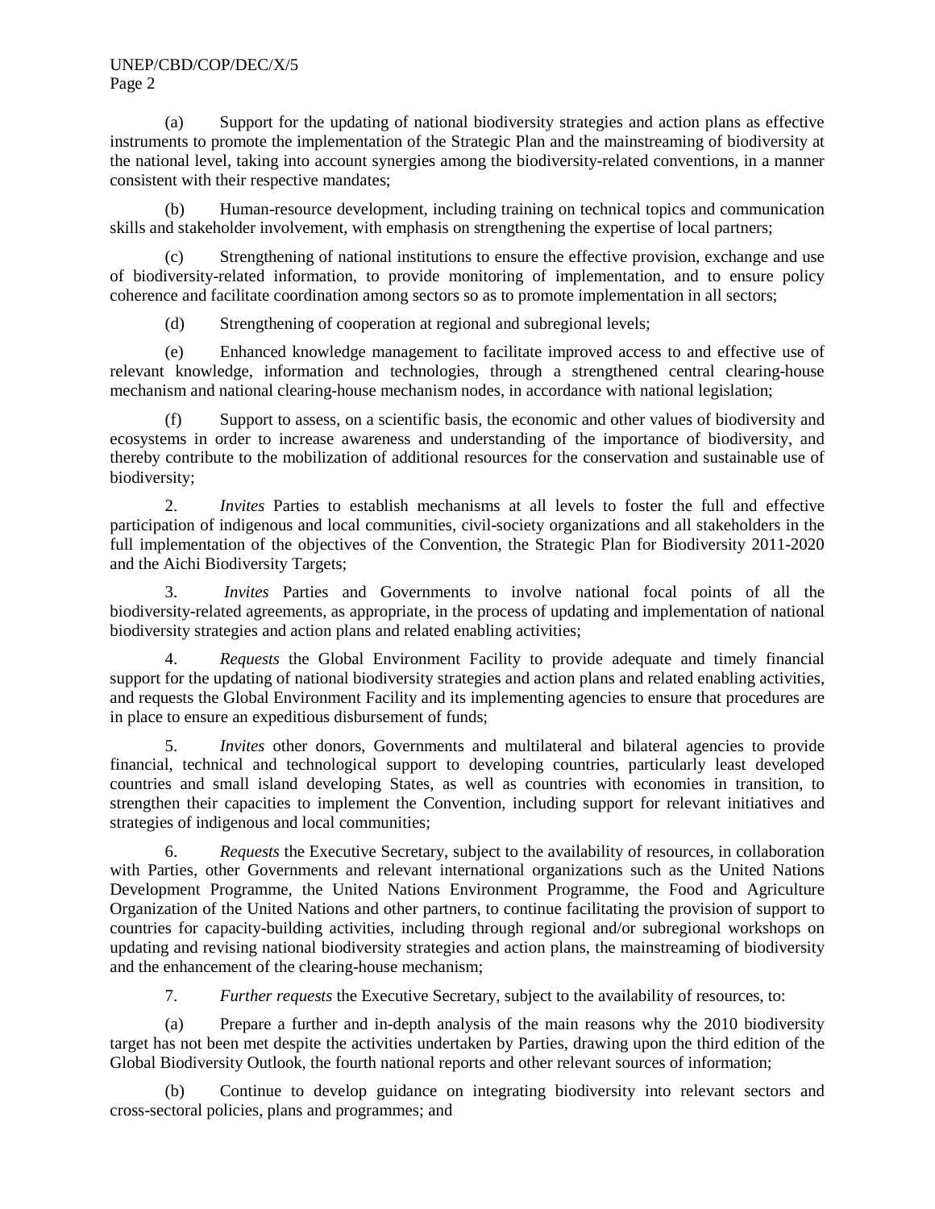(a) Support for the updating of national biodiversity strategies and action plans as effective instruments to promote the implementation of the Strategic Plan and the mainstreaming of biodiversity at the national level, taking into account synergies among the biodiversity-related conventions, in a manner consistent with their respective mandates;

(b) Human-resource development, including training on technical topics and communication skills and stakeholder involvement, with emphasis on strengthening the expertise of local partners;

(c) Strengthening of national institutions to ensure the effective provision, exchange and use of biodiversity-related information, to provide monitoring of implementation, and to ensure policy coherence and facilitate coordination among sectors so as to promote implementation in all sectors;

(d) Strengthening of cooperation at regional and subregional levels;

(e) Enhanced knowledge management to facilitate improved access to and effective use of relevant knowledge, information and technologies, through a strengthened central clearing-house mechanism and national clearing-house mechanism nodes, in accordance with national legislation;

(f) Support to assess, on a scientific basis, the economic and other values of biodiversity and ecosystems in order to increase awareness and understanding of the importance of biodiversity, and thereby contribute to the mobilization of additional resources for the conservation and sustainable use of biodiversity;

2. *Invites* Parties to establish mechanisms at all levels to foster the full and effective participation of indigenous and local communities, civil-society organizations and all stakeholders in the full implementation of the objectives of the Convention, the Strategic Plan for Biodiversity 2011-2020 and the Aichi Biodiversity Targets;

3. *Invites* Parties and Governments to involve national focal points of all the biodiversity-related agreements, as appropriate, in the process of updating and implementation of national biodiversity strategies and action plans and related enabling activities;

4. *Requests* the Global Environment Facility to provide adequate and timely financial support for the updating of national biodiversity strategies and action plans and related enabling activities, and requests the Global Environment Facility and its implementing agencies to ensure that procedures are in place to ensure an expeditious disbursement of funds;

5. *Invites* other donors, Governments and multilateral and bilateral agencies to provide financial, technical and technological support to developing countries, particularly least developed countries and small island developing States, as well as countries with economies in transition, to strengthen their capacities to implement the Convention, including support for relevant initiatives and strategies of indigenous and local communities;

6. *Requests* the Executive Secretary, subject to the availability of resources, in collaboration with Parties, other Governments and relevant international organizations such as the United Nations Development Programme, the United Nations Environment Programme, the Food and Agriculture Organization of the United Nations and other partners, to continue facilitating the provision of support to countries for capacity-building activities, including through regional and/or subregional workshops on updating and revising national biodiversity strategies and action plans, the mainstreaming of biodiversity and the enhancement of the clearing-house mechanism;

7. *Further requests* the Executive Secretary, subject to the availability of resources, to:

(a) Prepare a further and in-depth analysis of the main reasons why the 2010 biodiversity target has not been met despite the activities undertaken by Parties, drawing upon the third edition of the Global Biodiversity Outlook, the fourth national reports and other relevant sources of information;

(b) Continue to develop guidance on integrating biodiversity into relevant sectors and cross-sectoral policies, plans and programmes; and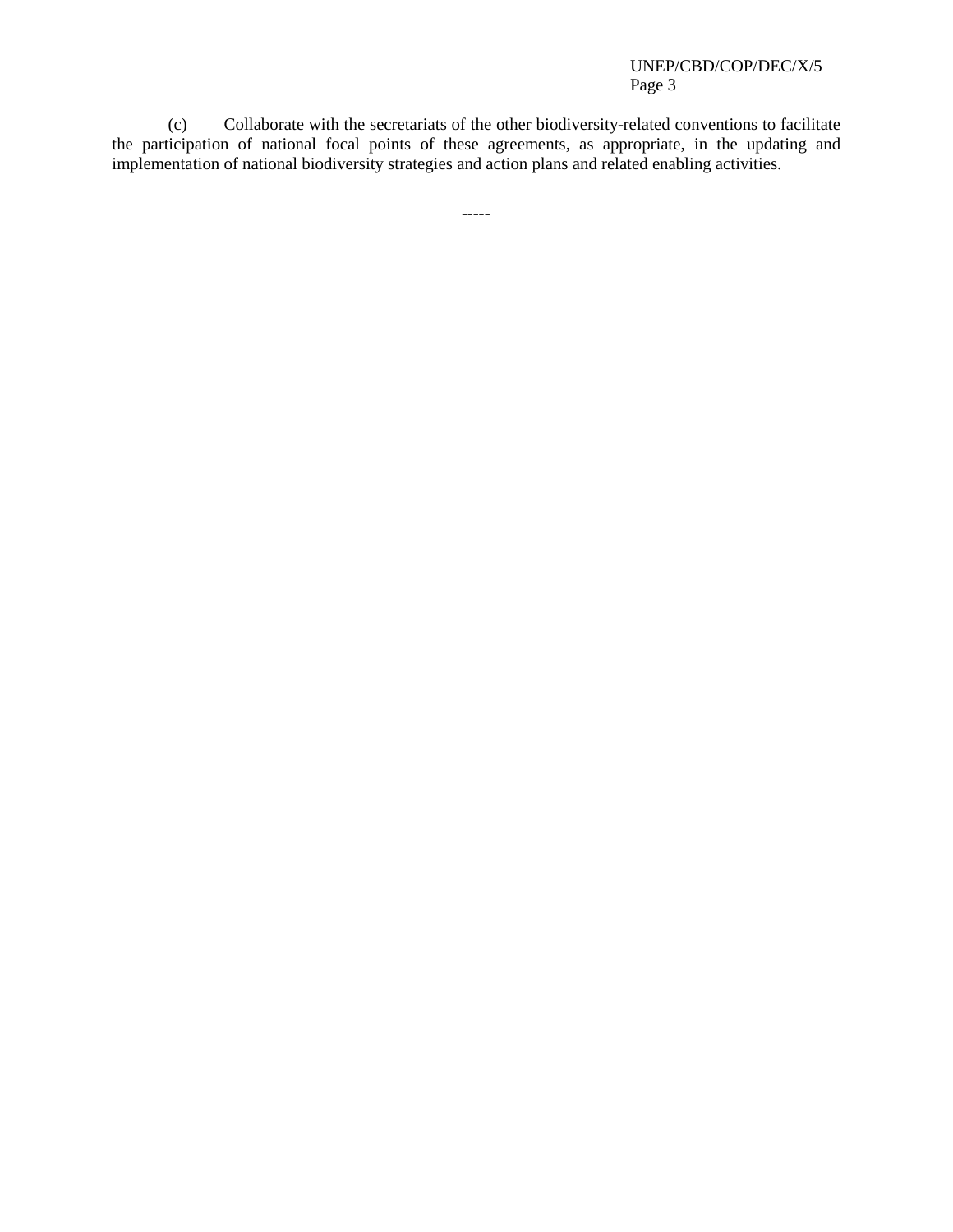(c) Collaborate with the secretariats of the other biodiversity-related conventions to facilitate the participation of national focal points of these agreements, as appropriate, in the updating and implementation of national biodiversity strategies and action plans and related enabling activities.

-----